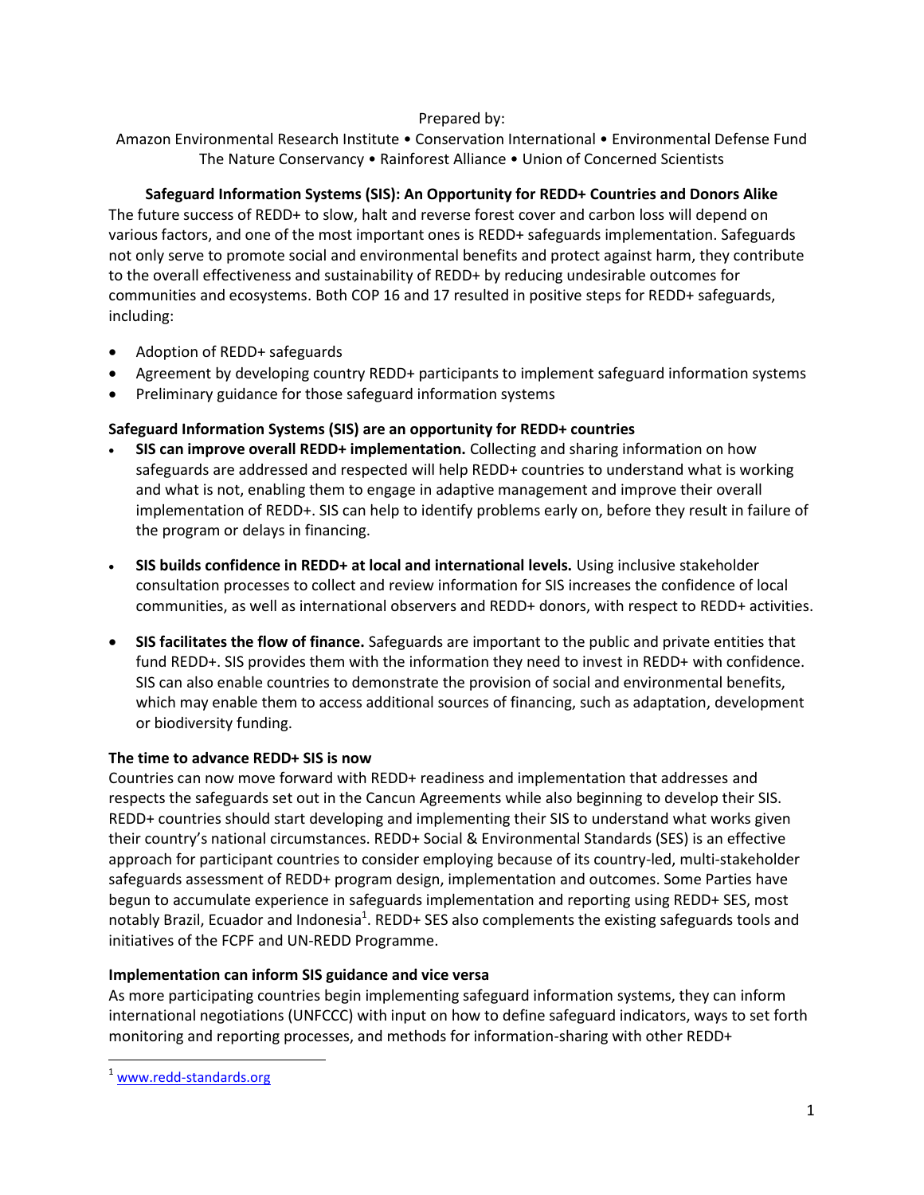Prepared by:

Amazon Environmental Research Institute • Conservation International • Environmental Defense Fund
The Nature Conservancy • Rainforest Alliance • Union of Concerned Scientists

## Safeguard Information Systems (SIS): An Opportunity for REDD+ Countries and Donors Alike

The future success of REDD+ to slow, halt and reverse forest cover and carbon loss will depend on various factors, and one of the most important ones is REDD+ safeguards implementation. Safeguards not only serve to promote social and environmental benefits and protect against harm, they contribute to the overall effectiveness and sustainability of REDD+ by reducing undesirable outcomes for communities and ecosystems. Both COP 16 and 17 resulted in positive steps for REDD+ safeguards, including:

- Adoption of REDD+ safeguards
- Agreement by developing country REDD+ participants to implement safeguard information systems
- Preliminary guidance for those safeguard information systems

### Safeguard Information Systems (SIS) are an opportunity for REDD+ countries

- **SIS can improve overall REDD+ implementation.** Collecting and sharing information on how safeguards are addressed and respected will help REDD+ countries to understand what is working and what is not, enabling them to engage in adaptive management and improve their overall implementation of REDD+. SIS can help to identify problems early on, before they result in failure of the program or delays in financing.

- **SIS builds confidence in REDD+ at local and international levels.** Using inclusive stakeholder consultation processes to collect and review information for SIS increases the confidence of local communities, as well as international observers and REDD+ donors, with respect to REDD+ activities.

- **SIS facilitates the flow of finance.** Safeguards are important to the public and private entities that fund REDD+. SIS provides them with the information they need to invest in REDD+ with confidence. SIS can also enable countries to demonstrate the provision of social and environmental benefits, which may enable them to access additional sources of financing, such as adaptation, development or biodiversity funding.

### The time to advance REDD+ SIS is now

Countries can now move forward with REDD+ readiness and implementation that addresses and respects the safeguards set out in the Cancun Agreements while also beginning to develop their SIS. REDD+ countries should start developing and implementing their SIS to understand what works given their country's national circumstances. REDD+ Social & Environmental Standards (SES) is an effective approach for participant countries to consider employing because of its country-led, multi-stakeholder safeguards assessment of REDD+ program design, implementation and outcomes. Some Parties have begun to accumulate experience in safeguards implementation and reporting using REDD+ SES, most notably Brazil, Ecuador and Indonesia[1]. REDD+ SES also complements the existing safeguards tools and initiatives of the FCPF and UN-REDD Programme.

### Implementation can inform SIS guidance and vice versa

As more participating countries begin implementing safeguard information systems, they can inform international negotiations (UNFCCC) with input on how to define safeguard indicators, ways to set forth monitoring and reporting processes, and methods for information-sharing with other REDD+

[1] www.redd-standards.org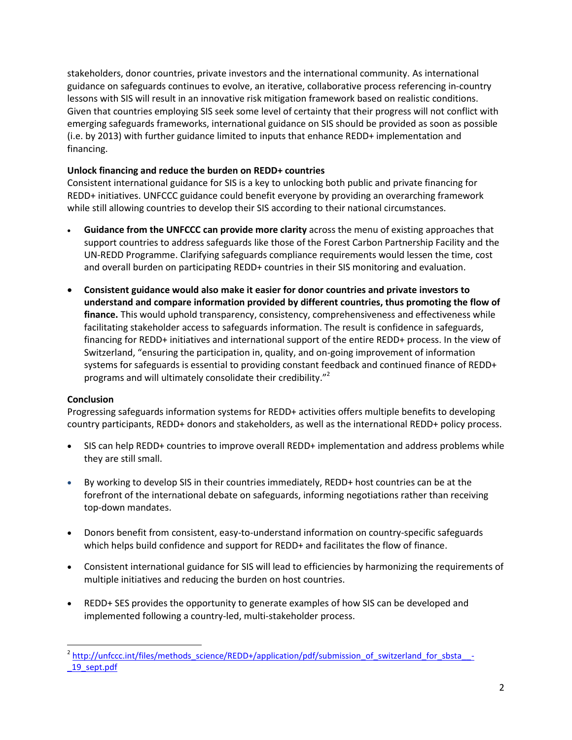stakeholders, donor countries, private investors and the international community. As international guidance on safeguards continues to evolve, an iterative, collaborative process referencing in-country lessons with SIS will result in an innovative risk mitigation framework based on realistic conditions. Given that countries employing SIS seek some level of certainty that their progress will not conflict with emerging safeguards frameworks, international guidance on SIS should be provided as soon as possible (i.e. by 2013) with further guidance limited to inputs that enhance REDD+ implementation and financing.

**Unlock financing and reduce the burden on REDD+ countries**

Consistent international guidance for SIS is a key to unlocking both public and private financing for REDD+ initiatives. UNFCCC guidance could benefit everyone by providing an overarching framework while still allowing countries to develop their SIS according to their national circumstances.

- **Guidance from the UNFCCC can provide more clarity** across the menu of existing approaches that support countries to address safeguards like those of the Forest Carbon Partnership Facility and the UN-REDD Programme. Clarifying safeguards compliance requirements would lessen the time, cost and overall burden on participating REDD+ countries in their SIS monitoring and evaluation.
- **Consistent guidance would also make it easier for donor countries and private investors to understand and compare information provided by different countries, thus promoting the flow of finance.** This would uphold transparency, consistency, comprehensiveness and effectiveness while facilitating stakeholder access to safeguards information. The result is confidence in safeguards, financing for REDD+ initiatives and international support of the entire REDD+ process. In the view of Switzerland, "ensuring the participation in, quality, and on-going improvement of information systems for safeguards is essential to providing constant feedback and continued finance of REDD+ programs and will ultimately consolidate their credibility."[2]

**Conclusion**

Progressing safeguards information systems for REDD+ activities offers multiple benefits to developing country participants, REDD+ donors and stakeholders, as well as the international REDD+ policy process.

- SIS can help REDD+ countries to improve overall REDD+ implementation and address problems while they are still small.
- By working to develop SIS in their countries immediately, REDD+ host countries can be at the forefront of the international debate on safeguards, informing negotiations rather than receiving top-down mandates.
- Donors benefit from consistent, easy-to-understand information on country-specific safeguards which helps build confidence and support for REDD+ and facilitates the flow of finance.
- Consistent international guidance for SIS will lead to efficiencies by harmonizing the requirements of multiple initiatives and reducing the burden on host countries.
- REDD+ SES provides the opportunity to generate examples of how SIS can be developed and implemented following a country-led, multi-stakeholder process.

[2] http://unfccc.int/files/methods_science/REDD+/application/pdf/submission_of_switzerland_for_sbsta__-_19_sept.pdf